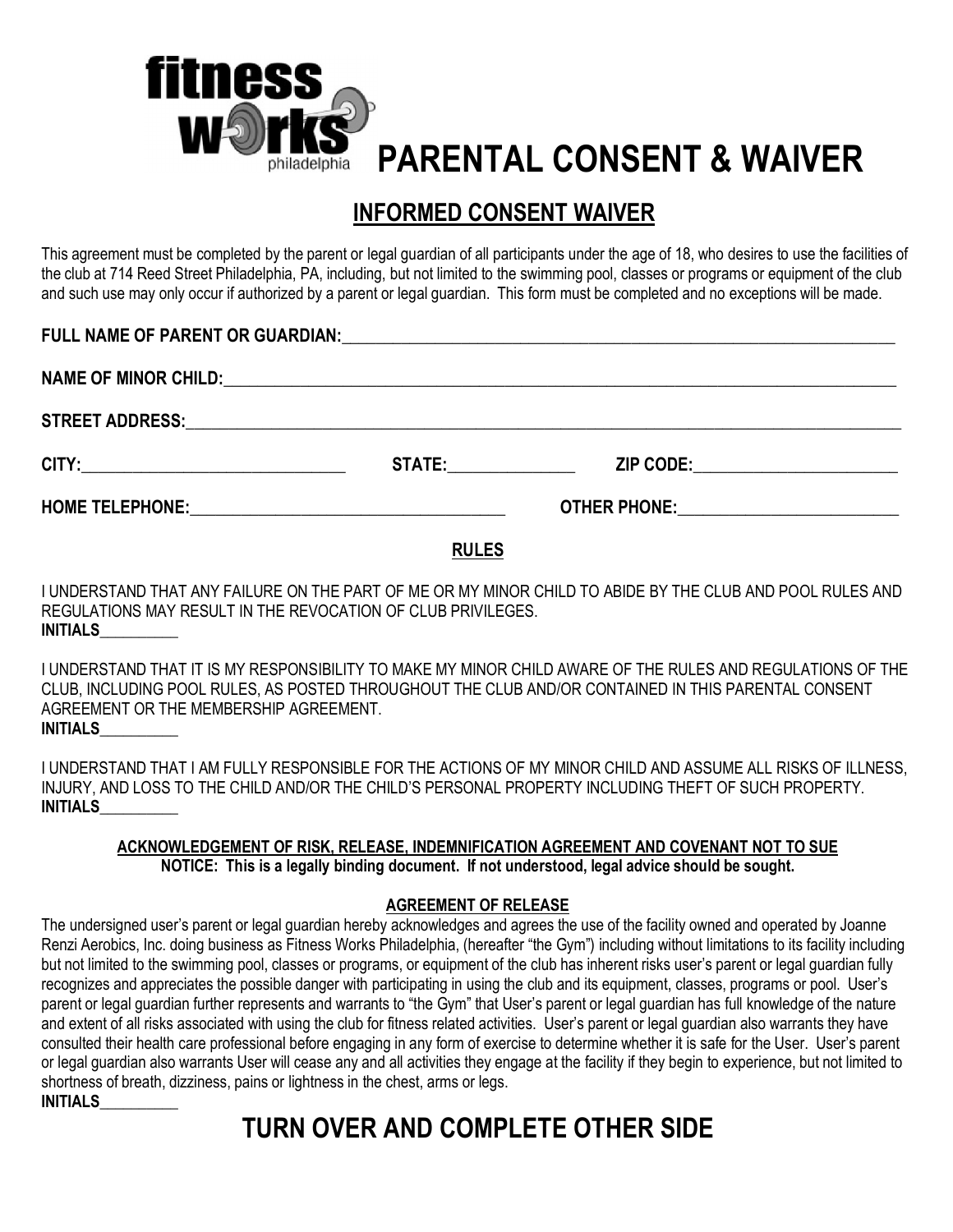fitness works philadelphia

# PARENTAL CONSENT & WAIVER

## INFORMED CONSENT WAIVER

This agreement must be completed by the parent or legal guardian of all participants under the age of 18, who desires to use the facilities of the club at 714 Reed Street Philadelphia, PA, including, but not limited to the swimming pool, classes or programs or equipment of the club and such use may only occur if authorized by a parent or legal guardian. This form must be completed and no exceptions will be made.

**FULL NAME OF PARENT OR GUARDIAN:**_______________________________________________

**NAME OF MINOR CHILD:**_______________________________________________

**STREET ADDRESS:**_______________________________________________

**CITY:**____________________ **STATE:**__________ **ZIP CODE:**________________

**HOME TELEPHONE:**________________________ **OTHER PHONE:**__________________

### RULES

I UNDERSTAND THAT ANY FAILURE ON THE PART OF ME OR MY MINOR CHILD TO ABIDE BY THE CLUB AND POOL RULES AND REGULATIONS MAY RESULT IN THE REVOCATION OF CLUB PRIVILEGES.
**INITIALS**__________

I UNDERSTAND THAT IT IS MY RESPONSIBILITY TO MAKE MY MINOR CHILD AWARE OF THE RULES AND REGULATIONS OF THE CLUB, INCLUDING POOL RULES, AS POSTED THROUGHOUT THE CLUB AND/OR CONTAINED IN THIS PARENTAL CONSENT AGREEMENT OR THE MEMBERSHIP AGREEMENT.
**INITIALS**__________

I UNDERSTAND THAT I AM FULLY RESPONSIBLE FOR THE ACTIONS OF MY MINOR CHILD AND ASSUME ALL RISKS OF ILLNESS, INJURY, AND LOSS TO THE CHILD AND/OR THE CHILD'S PERSONAL PROPERTY INCLUDING THEFT OF SUCH PROPERTY.
**INITIALS**__________

### ACKNOWLEDGEMENT OF RISK, RELEASE, INDEMNIFICATION AGREEMENT AND COVENANT NOT TO SUE

**NOTICE: This is a legally binding document. If not understood, legal advice should be sought.**

### AGREEMENT OF RELEASE

The undersigned user's parent or legal guardian hereby acknowledges and agrees the use of the facility owned and operated by Joanne Renzi Aerobics, Inc. doing business as Fitness Works Philadelphia, (hereafter "the Gym") including without limitations to its facility including but not limited to the swimming pool, classes or programs, or equipment of the club has inherent risks user's parent or legal guardian fully recognizes and appreciates the possible danger with participating in using the club and its equipment, classes, programs or pool. User's parent or legal guardian further represents and warrants to "the Gym" that User's parent or legal guardian has full knowledge of the nature and extent of all risks associated with using the club for fitness related activities. User's parent or legal guardian also warrants they have consulted their health care professional before engaging in any form of exercise to determine whether it is safe for the User. User's parent or legal guardian also warrants User will cease any and all activities they engage at the facility if they begin to experience, but not limited to shortness of breath, dizziness, pains or lightness in the chest, arms or legs.
**INITIALS**__________

## TURN OVER AND COMPLETE OTHER SIDE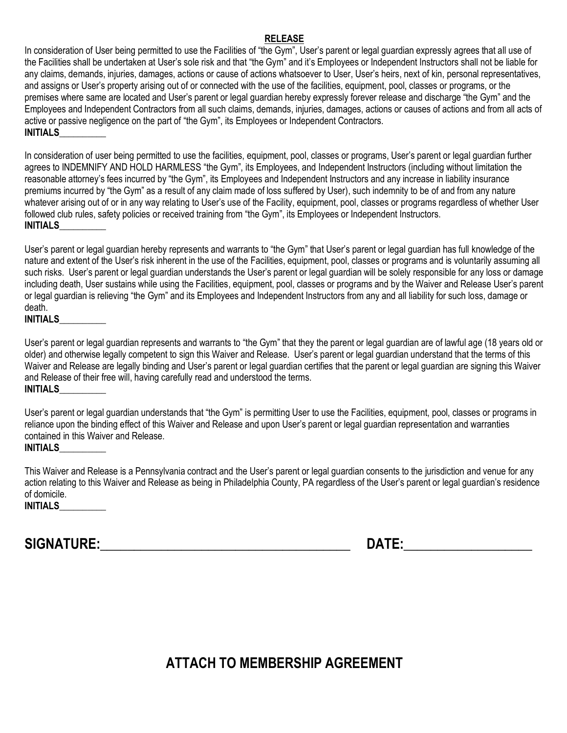## RELEASE

In consideration of User being permitted to use the Facilities of "the Gym", User's parent or legal guardian expressly agrees that all use of the Facilities shall be undertaken at User's sole risk and that "the Gym" and it's Employees or Independent Instructors shall not be liable for any claims, demands, injuries, damages, actions or cause of actions whatsoever to User, User's heirs, next of kin, personal representatives, and assigns or User's property arising out of or connected with the use of the facilities, equipment, pool, classes or programs, or the premises where same are located and User's parent or legal guardian hereby expressly forever release and discharge "the Gym" and the Employees and Independent Contractors from all such claims, demands, injuries, damages, actions or causes of actions and from all acts of active or passive negligence on the part of "the Gym", its Employees or Independent Contractors.

**INITIALS**__________

In consideration of user being permitted to use the facilities, equipment, pool, classes or programs, User's parent or legal guardian further agrees to INDEMNIFY AND HOLD HARMLESS "the Gym", its Employees, and Independent Instructors (including without limitation the reasonable attorney's fees incurred by "the Gym", its Employees and Independent Instructors and any increase in liability insurance premiums incurred by "the Gym" as a result of any claim made of loss suffered by User), such indemnity to be of and from any nature whatever arising out of or in any way relating to User's use of the Facility, equipment, pool, classes or programs regardless of whether User followed club rules, safety policies or received training from "the Gym", its Employees or Independent Instructors.

**INITIALS**__________

User's parent or legal guardian hereby represents and warrants to "the Gym" that User's parent or legal guardian has full knowledge of the nature and extent of the User's risk inherent in the use of the Facilities, equipment, pool, classes or programs and is voluntarily assuming all such risks. User's parent or legal guardian understands the User's parent or legal guardian will be solely responsible for any loss or damage including death, User sustains while using the Facilities, equipment, pool, classes or programs and by the Waiver and Release User's parent or legal guardian is relieving "the Gym" and its Employees and Independent Instructors from any and all liability for such loss, damage or death.

**INITIALS**__________

User's parent or legal guardian represents and warrants to "the Gym" that they the parent or legal guardian are of lawful age (18 years old or older) and otherwise legally competent to sign this Waiver and Release. User's parent or legal guardian understand that the terms of this Waiver and Release are legally binding and User's parent or legal guardian certifies that the parent or legal guardian are signing this Waiver and Release of their free will, having carefully read and understood the terms.

**INITIALS**__________

User's parent or legal guardian understands that "the Gym" is permitting User to use the Facilities, equipment, pool, classes or programs in reliance upon the binding effect of this Waiver and Release and upon User's parent or legal guardian representation and warranties contained in this Waiver and Release.

**INITIALS**__________

This Waiver and Release is a Pennsylvania contract and the User's parent or legal guardian consents to the jurisdiction and venue for any action relating to this Waiver and Release as being in Philadelphia County, PA regardless of the User's parent or legal guardian's residence of domicile.

**INITIALS**__________

**SIGNATURE:**________________________________________ **DATE:**____________________

## ATTACH TO MEMBERSHIP AGREEMENT